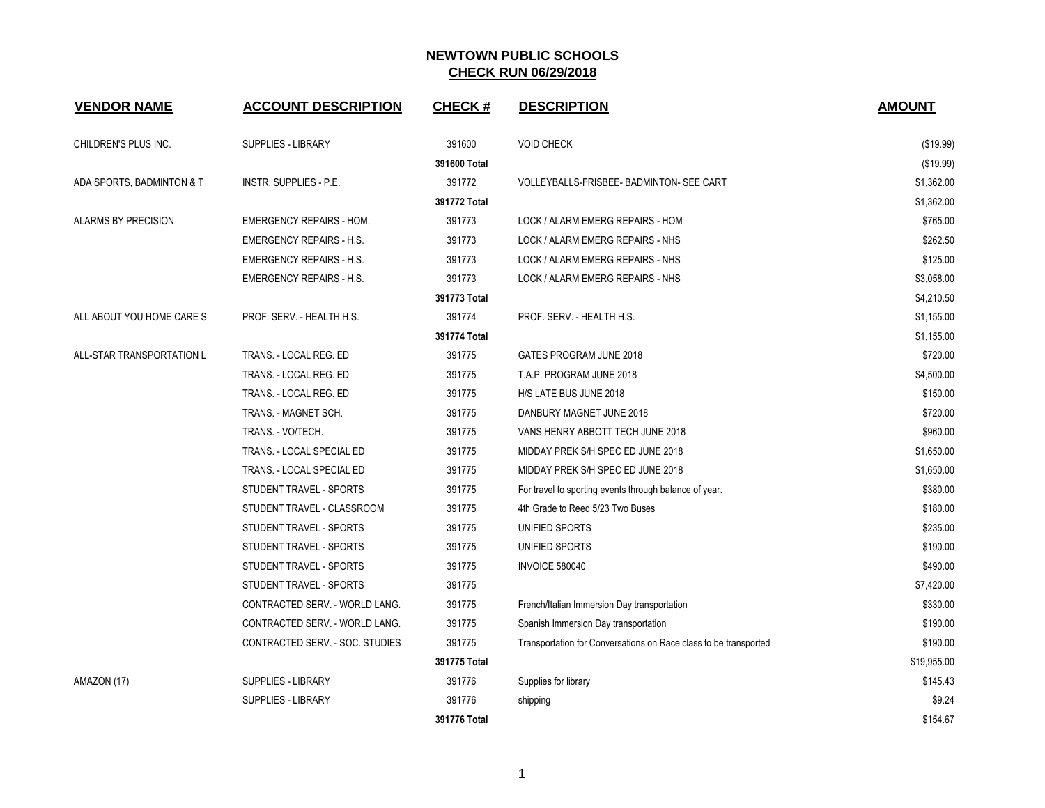# NEWTOWN PUBLIC SCHOOLS

## CHECK RUN 06/29/2018

| VENDOR NAME | ACCOUNT DESCRIPTION | CHECK # | DESCRIPTION | AMOUNT |
|---|---|---|---|---|
| CHILDREN'S PLUS INC. | SUPPLIES - LIBRARY | 391600 | VOID CHECK | ($19.99) |
| | | **391600 Total** | | ($19.99) |
| ADA SPORTS, BADMINTON & T | INSTR. SUPPLIES - P.E. | 391772 | VOLLEYBALLS-FRISBEE- BADMINTON- SEE CART | $1,362.00 |
| | | **391772 Total** | | $1,362.00 |
| ALARMS BY PRECISION | EMERGENCY REPAIRS - HOM. | 391773 | LOCK / ALARM EMERG REPAIRS - HOM | $765.00 |
| | EMERGENCY REPAIRS - H.S. | 391773 | LOCK / ALARM EMERG REPAIRS - NHS | $262.50 |
| | EMERGENCY REPAIRS - H.S. | 391773 | LOCK / ALARM EMERG REPAIRS - NHS | $125.00 |
| | EMERGENCY REPAIRS - H.S. | 391773 | LOCK / ALARM EMERG REPAIRS - NHS | $3,058.00 |
| | | **391773 Total** | | $4,210.50 |
| ALL ABOUT YOU HOME CARE S | PROF. SERV. - HEALTH H.S. | 391774 | PROF. SERV. - HEALTH H.S. | $1,155.00 |
| | | **391774 Total** | | $1,155.00 |
| ALL-STAR TRANSPORTATION L | TRANS. - LOCAL REG. ED | 391775 | GATES PROGRAM JUNE 2018 | $720.00 |
| | TRANS. - LOCAL REG. ED | 391775 | T.A.P. PROGRAM JUNE 2018 | $4,500.00 |
| | TRANS. - LOCAL REG. ED | 391775 | H/S LATE BUS JUNE 2018 | $150.00 |
| | TRANS. - MAGNET SCH. | 391775 | DANBURY MAGNET JUNE 2018 | $720.00 |
| | TRANS. - VO/TECH. | 391775 | VANS HENRY ABBOTT TECH JUNE 2018 | $960.00 |
| | TRANS. - LOCAL SPECIAL ED | 391775 | MIDDAY PREK S/H SPEC ED JUNE 2018 | $1,650.00 |
| | TRANS. - LOCAL SPECIAL ED | 391775 | MIDDAY PREK S/H SPEC ED JUNE 2018 | $1,650.00 |
| | STUDENT TRAVEL - SPORTS | 391775 | For travel to sporting events through balance of year. | $380.00 |
| | STUDENT TRAVEL - CLASSROOM | 391775 | 4th Grade to Reed 5/23 Two Buses | $180.00 |
| | STUDENT TRAVEL - SPORTS | 391775 | UNIFIED SPORTS | $235.00 |
| | STUDENT TRAVEL - SPORTS | 391775 | UNIFIED SPORTS | $190.00 |
| | STUDENT TRAVEL - SPORTS | 391775 | INVOICE 580040 | $490.00 |
| | STUDENT TRAVEL - SPORTS | 391775 | | $7,420.00 |
| | CONTRACTED SERV. - WORLD LANG. | 391775 | French/Italian Immersion Day transportation | $330.00 |
| | CONTRACTED SERV. - WORLD LANG. | 391775 | Spanish Immersion Day transportation | $190.00 |
| | CONTRACTED SERV. - SOC. STUDIES | 391775 | Transportation for Conversations on Race class to be transported | $190.00 |
| | | **391775 Total** | | $19,955.00 |
| AMAZON (17) | SUPPLIES - LIBRARY | 391776 | Supplies for library | $145.43 |
| | SUPPLIES - LIBRARY | 391776 | shipping | $9.24 |
| | | **391776 Total** | | $154.67 |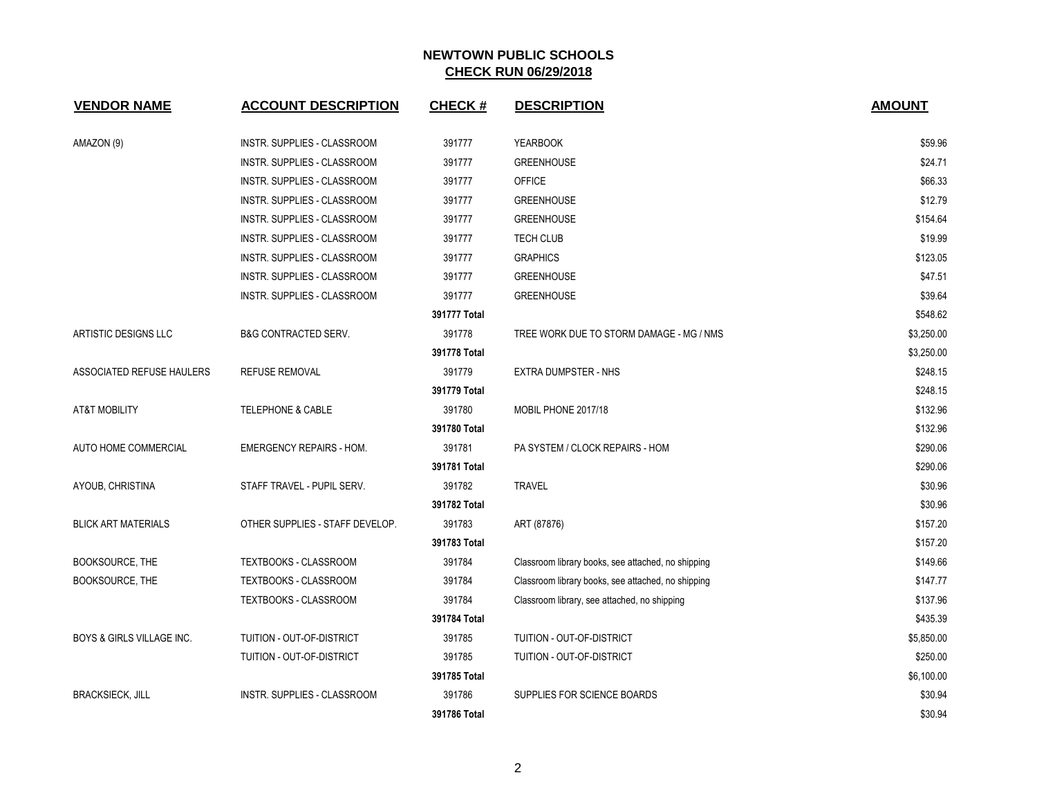**NEWTOWN PUBLIC SCHOOLS**
**CHECK RUN 06/29/2018**

| VENDOR NAME | ACCOUNT DESCRIPTION | CHECK # | DESCRIPTION | AMOUNT |
|---|---|---|---|---|
| AMAZON (9) | INSTR. SUPPLIES - CLASSROOM | 391777 | YEARBOOK | $59.96 |
| | INSTR. SUPPLIES - CLASSROOM | 391777 | GREENHOUSE | $24.71 |
| | INSTR. SUPPLIES - CLASSROOM | 391777 | OFFICE | $66.33 |
| | INSTR. SUPPLIES - CLASSROOM | 391777 | GREENHOUSE | $12.79 |
| | INSTR. SUPPLIES - CLASSROOM | 391777 | GREENHOUSE | $154.64 |
| | INSTR. SUPPLIES - CLASSROOM | 391777 | TECH CLUB | $19.99 |
| | INSTR. SUPPLIES - CLASSROOM | 391777 | GRAPHICS | $123.05 |
| | INSTR. SUPPLIES - CLASSROOM | 391777 | GREENHOUSE | $47.51 |
| | INSTR. SUPPLIES - CLASSROOM | 391777 | GREENHOUSE | $39.64 |
| | | **391777 Total** | | $548.62 |
| ARTISTIC DESIGNS LLC | B&G CONTRACTED SERV. | 391778 | TREE WORK DUE TO STORM DAMAGE - MG / NMS | $3,250.00 |
| | | **391778 Total** | | $3,250.00 |
| ASSOCIATED REFUSE HAULERS | REFUSE REMOVAL | 391779 | EXTRA DUMPSTER - NHS | $248.15 |
| | | **391779 Total** | | $248.15 |
| AT&T MOBILITY | TELEPHONE & CABLE | 391780 | MOBIL PHONE 2017/18 | $132.96 |
| | | **391780 Total** | | $132.96 |
| AUTO HOME COMMERCIAL | EMERGENCY REPAIRS - HOM. | 391781 | PA SYSTEM / CLOCK REPAIRS - HOM | $290.06 |
| | | **391781 Total** | | $290.06 |
| AYOUB, CHRISTINA | STAFF TRAVEL - PUPIL SERV. | 391782 | TRAVEL | $30.96 |
| | | **391782 Total** | | $30.96 |
| BLICK ART MATERIALS | OTHER SUPPLIES - STAFF DEVELOP. | 391783 | ART (87876) | $157.20 |
| | | **391783 Total** | | $157.20 |
| BOOKSOURCE, THE | TEXTBOOKS - CLASSROOM | 391784 | Classroom library books, see attached, no shipping | $149.66 |
| BOOKSOURCE, THE | TEXTBOOKS - CLASSROOM | 391784 | Classroom library books, see attached, no shipping | $147.77 |
| | TEXTBOOKS - CLASSROOM | 391784 | Classroom library, see attached, no shipping | $137.96 |
| | | **391784 Total** | | $435.39 |
| BOYS & GIRLS VILLAGE INC. | TUITION - OUT-OF-DISTRICT | 391785 | TUITION - OUT-OF-DISTRICT | $5,850.00 |
| | TUITION - OUT-OF-DISTRICT | 391785 | TUITION - OUT-OF-DISTRICT | $250.00 |
| | | **391785 Total** | | $6,100.00 |
| BRACKSIECK, JILL | INSTR. SUPPLIES - CLASSROOM | 391786 | SUPPLIES FOR SCIENCE BOARDS | $30.94 |
| | | **391786 Total** | | $30.94 |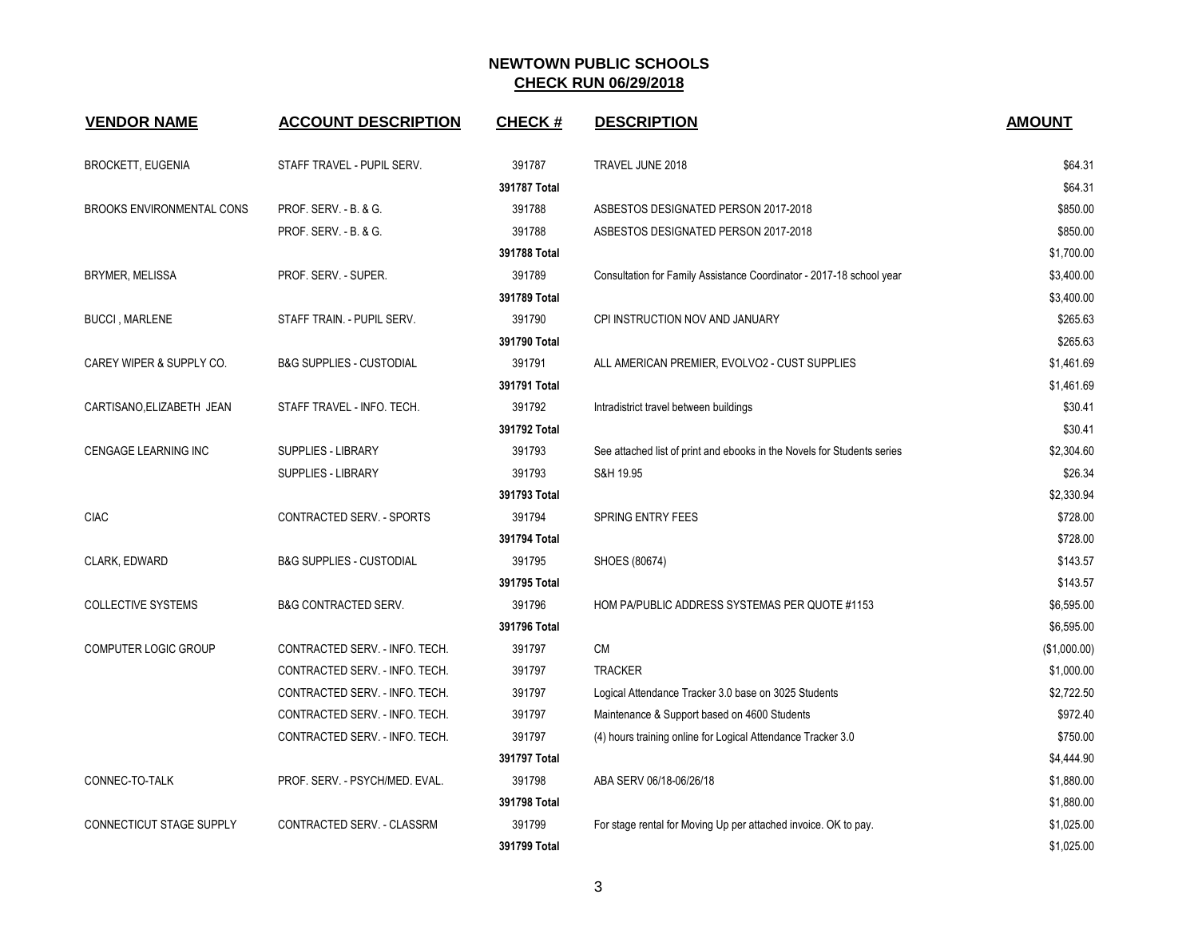# NEWTOWN PUBLIC SCHOOLS

## CHECK RUN 06/29/2018

| VENDOR NAME | ACCOUNT DESCRIPTION | CHECK # | DESCRIPTION | AMOUNT |
|---|---|---|---|---|
| BROCKETT, EUGENIA | STAFF TRAVEL - PUPIL SERV. | 391787 | TRAVEL JUNE 2018 | $64.31 |
| | | **391787 Total** | | $64.31 |
| BROOKS ENVIRONMENTAL CONS | PROF. SERV. - B. & G. | 391788 | ASBESTOS DESIGNATED PERSON 2017-2018 | $850.00 |
| | PROF. SERV. - B. & G. | 391788 | ASBESTOS DESIGNATED PERSON 2017-2018 | $850.00 |
| | | **391788 Total** | | $1,700.00 |
| BRYMER, MELISSA | PROF. SERV. - SUPER. | 391789 | Consultation for Family Assistance Coordinator - 2017-18 school year | $3,400.00 |
| | | **391789 Total** | | $3,400.00 |
| BUCCI , MARLENE | STAFF TRAIN. - PUPIL SERV. | 391790 | CPI INSTRUCTION NOV AND JANUARY | $265.63 |
| | | **391790 Total** | | $265.63 |
| CAREY WIPER & SUPPLY CO. | B&G SUPPLIES - CUSTODIAL | 391791 | ALL AMERICAN PREMIER, EVOLVO2 - CUST SUPPLIES | $1,461.69 |
| | | **391791 Total** | | $1,461.69 |
| CARTISANO,ELIZABETH JEAN | STAFF TRAVEL - INFO. TECH. | 391792 | Intradistrict travel between buildings | $30.41 |
| | | **391792 Total** | | $30.41 |
| CENGAGE LEARNING INC | SUPPLIES - LIBRARY | 391793 | See attached list of print and ebooks in the Novels for Students series | $2,304.60 |
| | SUPPLIES - LIBRARY | 391793 | S&H 19.95 | $26.34 |
| | | **391793 Total** | | $2,330.94 |
| CIAC | CONTRACTED SERV. - SPORTS | 391794 | SPRING ENTRY FEES | $728.00 |
| | | **391794 Total** | | $728.00 |
| CLARK, EDWARD | B&G SUPPLIES - CUSTODIAL | 391795 | SHOES (80674) | $143.57 |
| | | **391795 Total** | | $143.57 |
| COLLECTIVE SYSTEMS | B&G CONTRACTED SERV. | 391796 | HOM PA/PUBLIC ADDRESS SYSTEMAS PER QUOTE #1153 | $6,595.00 |
| | | **391796 Total** | | $6,595.00 |
| COMPUTER LOGIC GROUP | CONTRACTED SERV. - INFO. TECH. | 391797 | CM | ($1,000.00) |
| | CONTRACTED SERV. - INFO. TECH. | 391797 | TRACKER | $1,000.00 |
| | CONTRACTED SERV. - INFO. TECH. | 391797 | Logical Attendance Tracker 3.0 base on 3025 Students | $2,722.50 |
| | CONTRACTED SERV. - INFO. TECH. | 391797 | Maintenance & Support based on 4600 Students | $972.40 |
| | CONTRACTED SERV. - INFO. TECH. | 391797 | (4) hours training online for Logical Attendance Tracker 3.0 | $750.00 |
| | | **391797 Total** | | $4,444.90 |
| CONNEC-TO-TALK | PROF. SERV. - PSYCH/MED. EVAL. | 391798 | ABA SERV 06/18-06/26/18 | $1,880.00 |
| | | **391798 Total** | | $1,880.00 |
| CONNECTICUT STAGE SUPPLY | CONTRACTED SERV. - CLASSRM | 391799 | For stage rental for Moving Up per attached invoice. OK to pay. | $1,025.00 |
| | | **391799 Total** | | $1,025.00 |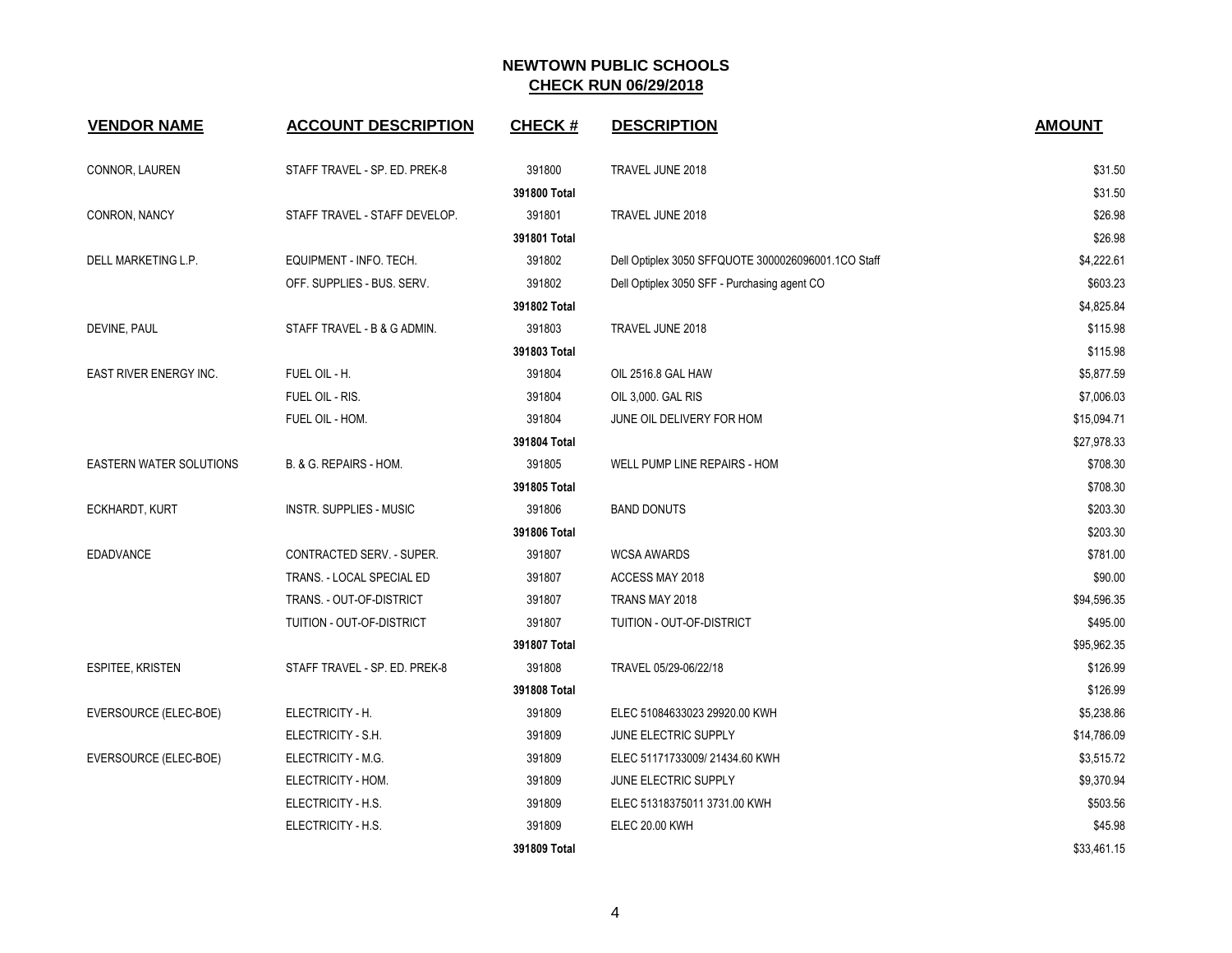# NEWTOWN PUBLIC SCHOOLS
## CHECK RUN 06/29/2018

| VENDOR NAME | ACCOUNT DESCRIPTION | CHECK # | DESCRIPTION | AMOUNT |
|---|---|---|---|---|
| CONNOR, LAUREN | STAFF TRAVEL - SP. ED. PREK-8 | 391800 | TRAVEL JUNE 2018 | $31.50 |
| | | **391800 Total** | | $31.50 |
| CONRON, NANCY | STAFF TRAVEL - STAFF DEVELOP. | 391801 | TRAVEL JUNE 2018 | $26.98 |
| | | **391801 Total** | | $26.98 |
| DELL MARKETING L.P. | EQUIPMENT - INFO. TECH. | 391802 | Dell Optiplex 3050 SFFQUOTE 3000026096001.1CO Staff | $4,222.61 |
| | OFF. SUPPLIES - BUS. SERV. | 391802 | Dell Optiplex 3050 SFF - Purchasing agent CO | $603.23 |
| | | **391802 Total** | | $4,825.84 |
| DEVINE, PAUL | STAFF TRAVEL - B & G ADMIN. | 391803 | TRAVEL JUNE 2018 | $115.98 |
| | | **391803 Total** | | $115.98 |
| EAST RIVER ENERGY INC. | FUEL OIL - H. | 391804 | OIL 2516.8 GAL HAW | $5,877.59 |
| | FUEL OIL - RIS. | 391804 | OIL 3,000. GAL RIS | $7,006.03 |
| | FUEL OIL - HOM. | 391804 | JUNE OIL DELIVERY FOR HOM | $15,094.71 |
| | | **391804 Total** | | $27,978.33 |
| EASTERN WATER SOLUTIONS | B. & G. REPAIRS - HOM. | 391805 | WELL PUMP LINE REPAIRS - HOM | $708.30 |
| | | **391805 Total** | | $708.30 |
| ECKHARDT, KURT | INSTR. SUPPLIES - MUSIC | 391806 | BAND DONUTS | $203.30 |
| | | **391806 Total** | | $203.30 |
| EDADVANCE | CONTRACTED SERV. - SUPER. | 391807 | WCSA AWARDS | $781.00 |
| | TRANS. - LOCAL SPECIAL ED | 391807 | ACCESS MAY 2018 | $90.00 |
| | TRANS. - OUT-OF-DISTRICT | 391807 | TRANS MAY 2018 | $94,596.35 |
| | TUITION - OUT-OF-DISTRICT | 391807 | TUITION - OUT-OF-DISTRICT | $495.00 |
| | | **391807 Total** | | $95,962.35 |
| ESPITEE, KRISTEN | STAFF TRAVEL - SP. ED. PREK-8 | 391808 | TRAVEL 05/29-06/22/18 | $126.99 |
| | | **391808 Total** | | $126.99 |
| EVERSOURCE (ELEC-BOE) | ELECTRICITY - H. | 391809 | ELEC 51084633023 29920.00 KWH | $5,238.86 |
| | ELECTRICITY - S.H. | 391809 | JUNE ELECTRIC SUPPLY | $14,786.09 |
| EVERSOURCE (ELEC-BOE) | ELECTRICITY - M.G. | 391809 | ELEC 51171733009/ 21434.60 KWH | $3,515.72 |
| | ELECTRICITY - HOM. | 391809 | JUNE ELECTRIC SUPPLY | $9,370.94 |
| | ELECTRICITY - H.S. | 391809 | ELEC 51318375011 3731.00 KWH | $503.56 |
| | ELECTRICITY - H.S. | 391809 | ELEC 20.00 KWH | $45.98 |
| | | **391809 Total** | | $33,461.15 |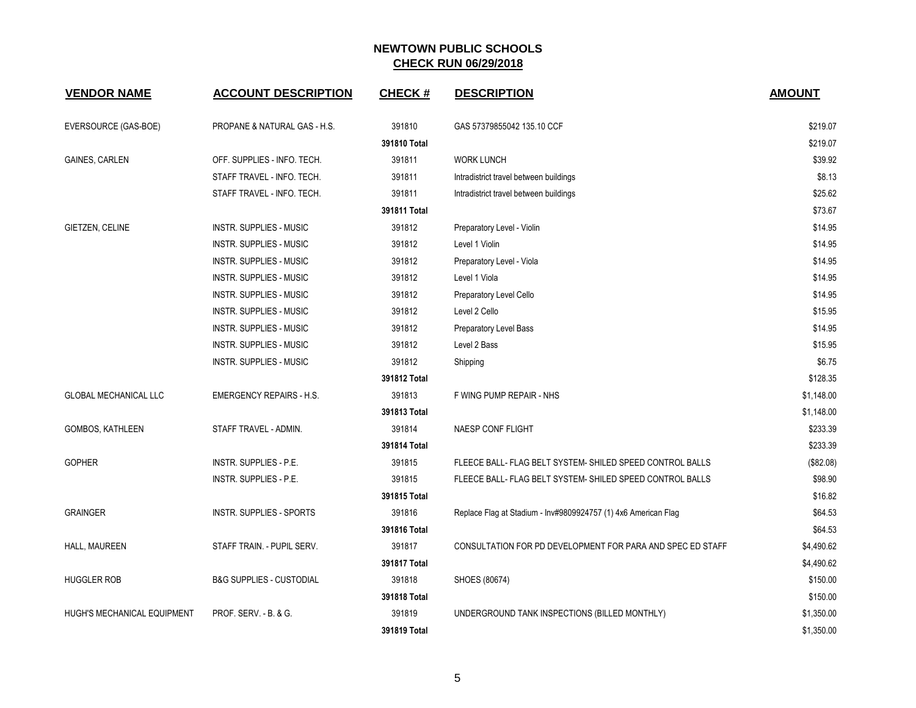# NEWTOWN PUBLIC SCHOOLS

## CHECK RUN 06/29/2018

| VENDOR NAME | ACCOUNT DESCRIPTION | CHECK # | DESCRIPTION | AMOUNT |
|---|---|---|---|---|
| EVERSOURCE (GAS-BOE) | PROPANE & NATURAL GAS - H.S. | 391810 | GAS 57379855042 135.10 CCF | $219.07 |
| | | **391810 Total** | | $219.07 |
| GAINES, CARLEN | OFF. SUPPLIES - INFO. TECH. | 391811 | WORK LUNCH | $39.92 |
| | STAFF TRAVEL - INFO. TECH. | 391811 | Intradistrict travel between buildings | $8.13 |
| | STAFF TRAVEL - INFO. TECH. | 391811 | Intradistrict travel between buildings | $25.62 |
| | | **391811 Total** | | $73.67 |
| GIETZEN, CELINE | INSTR. SUPPLIES - MUSIC | 391812 | Preparatory Level - Violin | $14.95 |
| | INSTR. SUPPLIES - MUSIC | 391812 | Level 1 Violin | $14.95 |
| | INSTR. SUPPLIES - MUSIC | 391812 | Preparatory Level - Viola | $14.95 |
| | INSTR. SUPPLIES - MUSIC | 391812 | Level 1 Viola | $14.95 |
| | INSTR. SUPPLIES - MUSIC | 391812 | Preparatory Level Cello | $14.95 |
| | INSTR. SUPPLIES - MUSIC | 391812 | Level 2 Cello | $15.95 |
| | INSTR. SUPPLIES - MUSIC | 391812 | Preparatory Level Bass | $14.95 |
| | INSTR. SUPPLIES - MUSIC | 391812 | Level 2 Bass | $15.95 |
| | INSTR. SUPPLIES - MUSIC | 391812 | Shipping | $6.75 |
| | | **391812 Total** | | $128.35 |
| GLOBAL MECHANICAL LLC | EMERGENCY REPAIRS - H.S. | 391813 | F WING PUMP REPAIR - NHS | $1,148.00 |
| | | **391813 Total** | | $1,148.00 |
| GOMBOS, KATHLEEN | STAFF TRAVEL - ADMIN. | 391814 | NAESP CONF FLIGHT | $233.39 |
| | | **391814 Total** | | $233.39 |
| GOPHER | INSTR. SUPPLIES - P.E. | 391815 | FLEECE BALL- FLAG BELT SYSTEM- SHILED SPEED CONTROL BALLS | ($82.08) |
| | INSTR. SUPPLIES - P.E. | 391815 | FLEECE BALL- FLAG BELT SYSTEM- SHILED SPEED CONTROL BALLS | $98.90 |
| | | **391815 Total** | | $16.82 |
| GRAINGER | INSTR. SUPPLIES - SPORTS | 391816 | Replace Flag at Stadium - Inv#9809924757 (1) 4x6 American Flag | $64.53 |
| | | **391816 Total** | | $64.53 |
| HALL, MAUREEN | STAFF TRAIN. - PUPIL SERV. | 391817 | CONSULTATION FOR PD DEVELOPMENT FOR PARA AND SPEC ED STAFF | $4,490.62 |
| | | **391817 Total** | | $4,490.62 |
| HUGGLER ROB | B&G SUPPLIES - CUSTODIAL | 391818 | SHOES (80674) | $150.00 |
| | | **391818 Total** | | $150.00 |
| HUGH'S MECHANICAL EQUIPMENT | PROF. SERV. - B. & G. | 391819 | UNDERGROUND TANK INSPECTIONS (BILLED MONTHLY) | $1,350.00 |
| | | **391819 Total** | | $1,350.00 |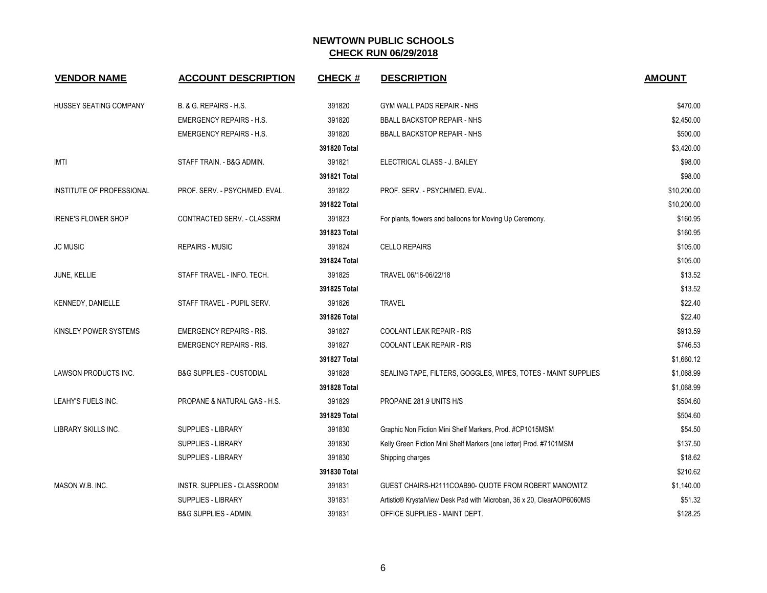# NEWTOWN PUBLIC SCHOOLS
## CHECK RUN 06/29/2018

| VENDOR NAME | ACCOUNT DESCRIPTION | CHECK # | DESCRIPTION | AMOUNT |
|---|---|---|---|---|
| HUSSEY SEATING COMPANY | B. & G. REPAIRS - H.S. | 391820 | GYM WALL PADS REPAIR - NHS | $470.00 |
| | EMERGENCY REPAIRS - H.S. | 391820 | BBALL BACKSTOP REPAIR - NHS | $2,450.00 |
| | EMERGENCY REPAIRS - H.S. | 391820 | BBALL BACKSTOP REPAIR - NHS | $500.00 |
| | | **391820 Total** | | $3,420.00 |
| IMTI | STAFF TRAIN. - B&G ADMIN. | 391821 | ELECTRICAL CLASS - J. BAILEY | $98.00 |
| | | **391821 Total** | | $98.00 |
| INSTITUTE OF PROFESSIONAL | PROF. SERV. - PSYCH/MED. EVAL. | 391822 | PROF. SERV. - PSYCH/MED. EVAL. | $10,200.00 |
| | | **391822 Total** | | $10,200.00 |
| IRENE'S FLOWER SHOP | CONTRACTED SERV. - CLASSRM | 391823 | For plants, flowers and balloons for Moving Up Ceremony. | $160.95 |
| | | **391823 Total** | | $160.95 |
| JC MUSIC | REPAIRS - MUSIC | 391824 | CELLO REPAIRS | $105.00 |
| | | **391824 Total** | | $105.00 |
| JUNE, KELLIE | STAFF TRAVEL - INFO. TECH. | 391825 | TRAVEL 06/18-06/22/18 | $13.52 |
| | | **391825 Total** | | $13.52 |
| KENNEDY, DANIELLE | STAFF TRAVEL - PUPIL SERV. | 391826 | TRAVEL | $22.40 |
| | | **391826 Total** | | $22.40 |
| KINSLEY POWER SYSTEMS | EMERGENCY REPAIRS - RIS. | 391827 | COOLANT LEAK REPAIR - RIS | $913.59 |
| | EMERGENCY REPAIRS - RIS. | 391827 | COOLANT LEAK REPAIR - RIS | $746.53 |
| | | **391827 Total** | | $1,660.12 |
| LAWSON PRODUCTS INC. | B&G SUPPLIES - CUSTODIAL | 391828 | SEALING TAPE, FILTERS, GOGGLES, WIPES, TOTES - MAINT SUPPLIES | $1,068.99 |
| | | **391828 Total** | | $1,068.99 |
| LEAHY'S FUELS INC. | PROPANE & NATURAL GAS - H.S. | 391829 | PROPANE 281.9 UNITS H/S | $504.60 |
| | | **391829 Total** | | $504.60 |
| LIBRARY SKILLS INC. | SUPPLIES - LIBRARY | 391830 | Graphic Non Fiction Mini Shelf Markers, Prod. #CP1015MSM | $54.50 |
| | SUPPLIES - LIBRARY | 391830 | Kelly Green Fiction Mini Shelf Markers (one letter) Prod. #7101MSM | $137.50 |
| | SUPPLIES - LIBRARY | 391830 | Shipping charges | $18.62 |
| | | **391830 Total** | | $210.62 |
| MASON W.B. INC. | INSTR. SUPPLIES - CLASSROOM | 391831 | GUEST CHAIRS-H2111COAB90- QUOTE FROM ROBERT MANOWITZ | $1,140.00 |
| | SUPPLIES - LIBRARY | 391831 | Artistic® KrystalView Desk Pad with Microban, 36 x 20, ClearAOP6060MS | $51.32 |
| | B&G SUPPLIES - ADMIN. | 391831 | OFFICE SUPPLIES - MAINT DEPT. | $128.25 |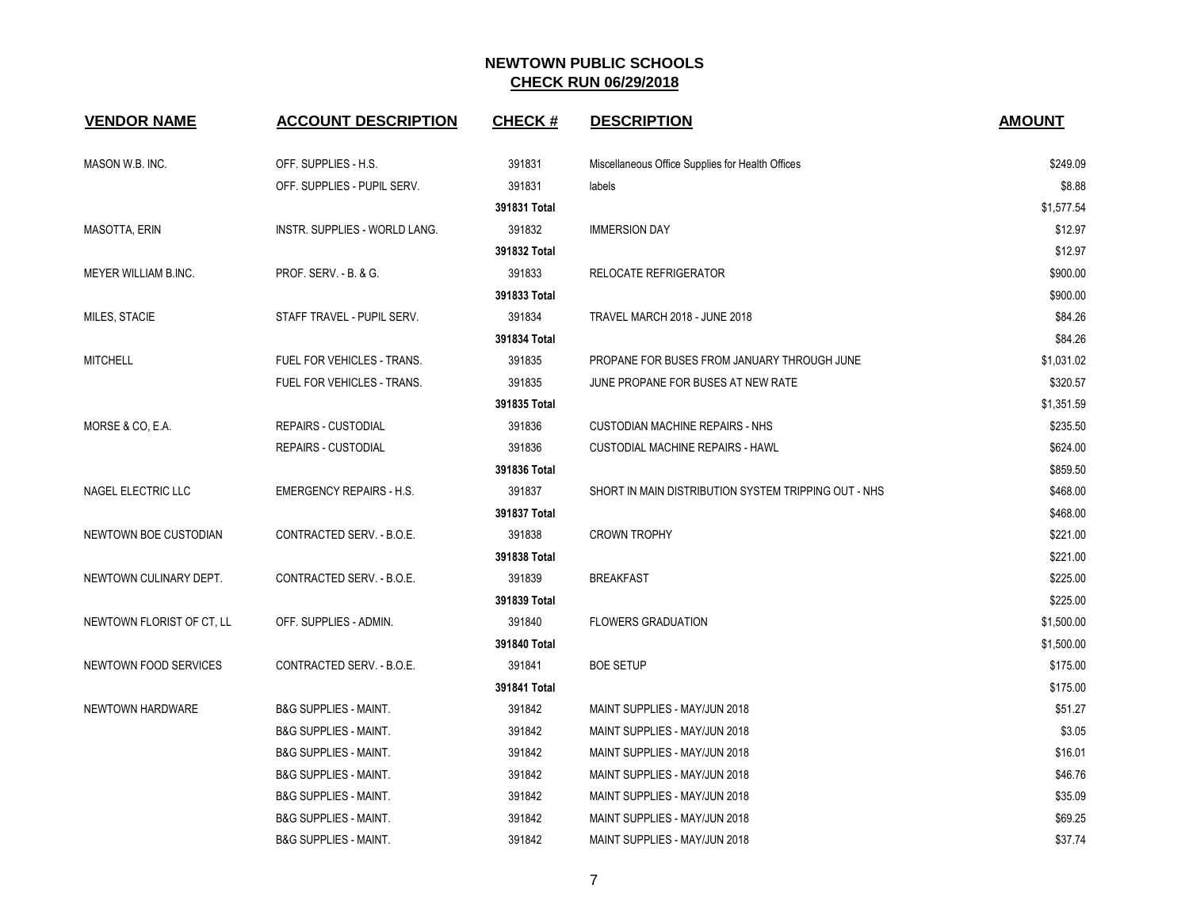# NEWTOWN PUBLIC SCHOOLS

## CHECK RUN 06/29/2018

| VENDOR NAME | ACCOUNT DESCRIPTION | CHECK # | DESCRIPTION | AMOUNT |
|---|---|---|---|---|
| MASON W.B. INC. | OFF. SUPPLIES - H.S. | 391831 | Miscellaneous Office Supplies for Health Offices | $249.09 |
| | OFF. SUPPLIES - PUPIL SERV. | 391831 | labels | $8.88 |
| | | 391831 Total | | $1,577.54 |
| MASOTTA, ERIN | INSTR. SUPPLIES - WORLD LANG. | 391832 | IMMERSION DAY | $12.97 |
| | | 391832 Total | | $12.97 |
| MEYER WILLIAM B.INC. | PROF. SERV. - B. & G. | 391833 | RELOCATE REFRIGERATOR | $900.00 |
| | | 391833 Total | | $900.00 |
| MILES, STACIE | STAFF TRAVEL - PUPIL SERV. | 391834 | TRAVEL MARCH 2018 - JUNE 2018 | $84.26 |
| | | 391834 Total | | $84.26 |
| MITCHELL | FUEL FOR VEHICLES - TRANS. | 391835 | PROPANE FOR BUSES FROM JANUARY THROUGH JUNE | $1,031.02 |
| | FUEL FOR VEHICLES - TRANS. | 391835 | JUNE PROPANE FOR BUSES AT NEW RATE | $320.57 |
| | | 391835 Total | | $1,351.59 |
| MORSE & CO, E.A. | REPAIRS - CUSTODIAL | 391836 | CUSTODIAN MACHINE REPAIRS - NHS | $235.50 |
| | REPAIRS - CUSTODIAL | 391836 | CUSTODIAL MACHINE REPAIRS - HAWL | $624.00 |
| | | 391836 Total | | $859.50 |
| NAGEL ELECTRIC LLC | EMERGENCY REPAIRS - H.S. | 391837 | SHORT IN MAIN DISTRIBUTION SYSTEM TRIPPING OUT - NHS | $468.00 |
| | | 391837 Total | | $468.00 |
| NEWTOWN BOE CUSTODIAN | CONTRACTED SERV. - B.O.E. | 391838 | CROWN TROPHY | $221.00 |
| | | 391838 Total | | $221.00 |
| NEWTOWN CULINARY DEPT. | CONTRACTED SERV. - B.O.E. | 391839 | BREAKFAST | $225.00 |
| | | 391839 Total | | $225.00 |
| NEWTOWN FLORIST OF CT, LL | OFF. SUPPLIES - ADMIN. | 391840 | FLOWERS GRADUATION | $1,500.00 |
| | | 391840 Total | | $1,500.00 |
| NEWTOWN FOOD SERVICES | CONTRACTED SERV. - B.O.E. | 391841 | BOE SETUP | $175.00 |
| | | 391841 Total | | $175.00 |
| NEWTOWN HARDWARE | B&G SUPPLIES - MAINT. | 391842 | MAINT SUPPLIES - MAY/JUN 2018 | $51.27 |
| | B&G SUPPLIES - MAINT. | 391842 | MAINT SUPPLIES - MAY/JUN 2018 | $3.05 |
| | B&G SUPPLIES - MAINT. | 391842 | MAINT SUPPLIES - MAY/JUN 2018 | $16.01 |
| | B&G SUPPLIES - MAINT. | 391842 | MAINT SUPPLIES - MAY/JUN 2018 | $46.76 |
| | B&G SUPPLIES - MAINT. | 391842 | MAINT SUPPLIES - MAY/JUN 2018 | $35.09 |
| | B&G SUPPLIES - MAINT. | 391842 | MAINT SUPPLIES - MAY/JUN 2018 | $69.25 |
| | B&G SUPPLIES - MAINT. | 391842 | MAINT SUPPLIES - MAY/JUN 2018 | $37.74 |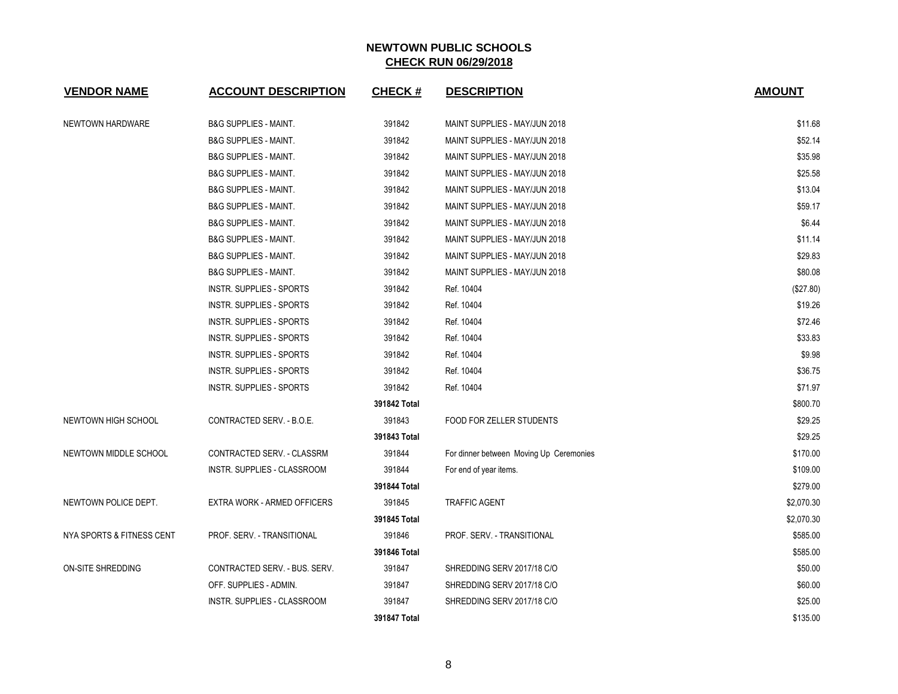# NEWTOWN PUBLIC SCHOOLS

## CHECK RUN 06/29/2018

| VENDOR NAME | ACCOUNT DESCRIPTION | CHECK # | DESCRIPTION | AMOUNT |
|---|---|---|---|---|
| NEWTOWN HARDWARE | B&G SUPPLIES - MAINT. | 391842 | MAINT SUPPLIES - MAY/JUN 2018 | $11.68 |
| | B&G SUPPLIES - MAINT. | 391842 | MAINT SUPPLIES - MAY/JUN 2018 | $52.14 |
| | B&G SUPPLIES - MAINT. | 391842 | MAINT SUPPLIES - MAY/JUN 2018 | $35.98 |
| | B&G SUPPLIES - MAINT. | 391842 | MAINT SUPPLIES - MAY/JUN 2018 | $25.58 |
| | B&G SUPPLIES - MAINT. | 391842 | MAINT SUPPLIES - MAY/JUN 2018 | $13.04 |
| | B&G SUPPLIES - MAINT. | 391842 | MAINT SUPPLIES - MAY/JUN 2018 | $59.17 |
| | B&G SUPPLIES - MAINT. | 391842 | MAINT SUPPLIES - MAY/JUN 2018 | $6.44 |
| | B&G SUPPLIES - MAINT. | 391842 | MAINT SUPPLIES - MAY/JUN 2018 | $11.14 |
| | B&G SUPPLIES - MAINT. | 391842 | MAINT SUPPLIES - MAY/JUN 2018 | $29.83 |
| | B&G SUPPLIES - MAINT. | 391842 | MAINT SUPPLIES - MAY/JUN 2018 | $80.08 |
| | INSTR. SUPPLIES - SPORTS | 391842 | Ref. 10404 | ($27.80) |
| | INSTR. SUPPLIES - SPORTS | 391842 | Ref. 10404 | $19.26 |
| | INSTR. SUPPLIES - SPORTS | 391842 | Ref. 10404 | $72.46 |
| | INSTR. SUPPLIES - SPORTS | 391842 | Ref. 10404 | $33.83 |
| | INSTR. SUPPLIES - SPORTS | 391842 | Ref. 10404 | $9.98 |
| | INSTR. SUPPLIES - SPORTS | 391842 | Ref. 10404 | $36.75 |
| | INSTR. SUPPLIES - SPORTS | 391842 | Ref. 10404 | $71.97 |
| | | **391842 Total** | | $800.70 |
| NEWTOWN HIGH SCHOOL | CONTRACTED SERV. - B.O.E. | 391843 | FOOD FOR ZELLER STUDENTS | $29.25 |
| | | **391843 Total** | | $29.25 |
| NEWTOWN MIDDLE SCHOOL | CONTRACTED SERV. - CLASSRM | 391844 | For dinner between Moving Up Ceremonies | $170.00 |
| | INSTR. SUPPLIES - CLASSROOM | 391844 | For end of year items. | $109.00 |
| | | **391844 Total** | | $279.00 |
| NEWTOWN POLICE DEPT. | EXTRA WORK - ARMED OFFICERS | 391845 | TRAFFIC AGENT | $2,070.30 |
| | | **391845 Total** | | $2,070.30 |
| NYA SPORTS & FITNESS CENT | PROF. SERV. - TRANSITIONAL | 391846 | PROF. SERV. - TRANSITIONAL | $585.00 |
| | | **391846 Total** | | $585.00 |
| ON-SITE SHREDDING | CONTRACTED SERV. - BUS. SERV. | 391847 | SHREDDING SERV 2017/18 C/O | $50.00 |
| | OFF. SUPPLIES - ADMIN. | 391847 | SHREDDING SERV 2017/18 C/O | $60.00 |
| | INSTR. SUPPLIES - CLASSROOM | 391847 | SHREDDING SERV 2017/18 C/O | $25.00 |
| | | **391847 Total** | | $135.00 |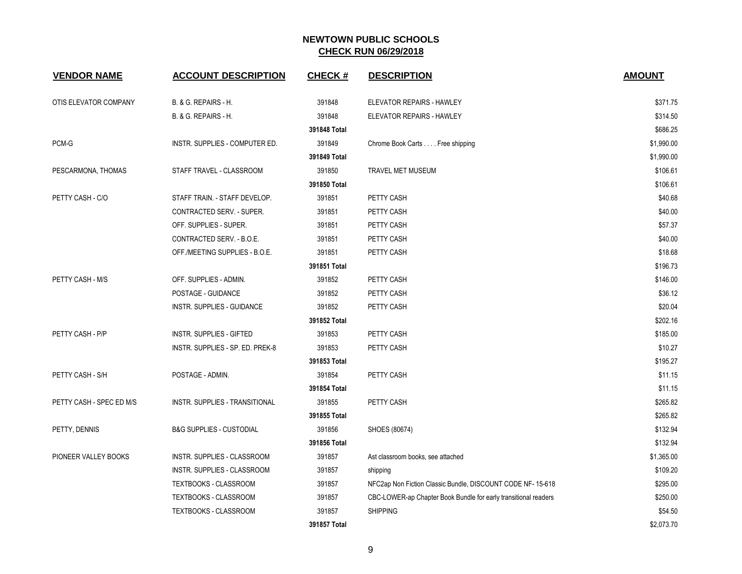# NEWTOWN PUBLIC SCHOOLS

## CHECK RUN 06/29/2018

| VENDOR NAME | ACCOUNT DESCRIPTION | CHECK # | DESCRIPTION | AMOUNT |
|---|---|---|---|---|
| OTIS ELEVATOR COMPANY | B. & G. REPAIRS - H. | 391848 | ELEVATOR REPAIRS - HAWLEY | $371.75 |
| | B. & G. REPAIRS - H. | 391848 | ELEVATOR REPAIRS - HAWLEY | $314.50 |
| | | 391848 Total | | $686.25 |
| PCM-G | INSTR. SUPPLIES - COMPUTER ED. | 391849 | Chrome Book Carts . . . . Free shipping | $1,990.00 |
| | | 391849 Total | | $1,990.00 |
| PESCARMONA, THOMAS | STAFF TRAVEL - CLASSROOM | 391850 | TRAVEL MET MUSEUM | $106.61 |
| | | 391850 Total | | $106.61 |
| PETTY CASH - C/O | STAFF TRAIN. - STAFF DEVELOP. | 391851 | PETTY CASH | $40.68 |
| | CONTRACTED SERV. - SUPER. | 391851 | PETTY CASH | $40.00 |
| | OFF. SUPPLIES - SUPER. | 391851 | PETTY CASH | $57.37 |
| | CONTRACTED SERV. - B.O.E. | 391851 | PETTY CASH | $40.00 |
| | OFF./MEETING SUPPLIES - B.O.E. | 391851 | PETTY CASH | $18.68 |
| | | 391851 Total | | $196.73 |
| PETTY CASH - M/S | OFF. SUPPLIES - ADMIN. | 391852 | PETTY CASH | $146.00 |
| | POSTAGE - GUIDANCE | 391852 | PETTY CASH | $36.12 |
| | INSTR. SUPPLIES - GUIDANCE | 391852 | PETTY CASH | $20.04 |
| | | 391852 Total | | $202.16 |
| PETTY CASH - P/P | INSTR. SUPPLIES - GIFTED | 391853 | PETTY CASH | $185.00 |
| | INSTR. SUPPLIES - SP. ED. PREK-8 | 391853 | PETTY CASH | $10.27 |
| | | 391853 Total | | $195.27 |
| PETTY CASH - S/H | POSTAGE - ADMIN. | 391854 | PETTY CASH | $11.15 |
| | | 391854 Total | | $11.15 |
| PETTY CASH - SPEC ED M/S | INSTR. SUPPLIES - TRANSITIONAL | 391855 | PETTY CASH | $265.82 |
| | | 391855 Total | | $265.82 |
| PETTY, DENNIS | B&G SUPPLIES - CUSTODIAL | 391856 | SHOES (80674) | $132.94 |
| | | 391856 Total | | $132.94 |
| PIONEER VALLEY BOOKS | INSTR. SUPPLIES - CLASSROOM | 391857 | Ast classroom books, see attached | $1,365.00 |
| | INSTR. SUPPLIES - CLASSROOM | 391857 | shipping | $109.20 |
| | TEXTBOOKS - CLASSROOM | 391857 | NFC2ap Non Fiction Classic Bundle, DISCOUNT CODE NF- 15-618 | $295.00 |
| | TEXTBOOKS - CLASSROOM | 391857 | CBC-LOWER-ap Chapter Book Bundle for early transitional readers | $250.00 |
| | TEXTBOOKS - CLASSROOM | 391857 | SHIPPING | $54.50 |
| | | 391857 Total | | $2,073.70 |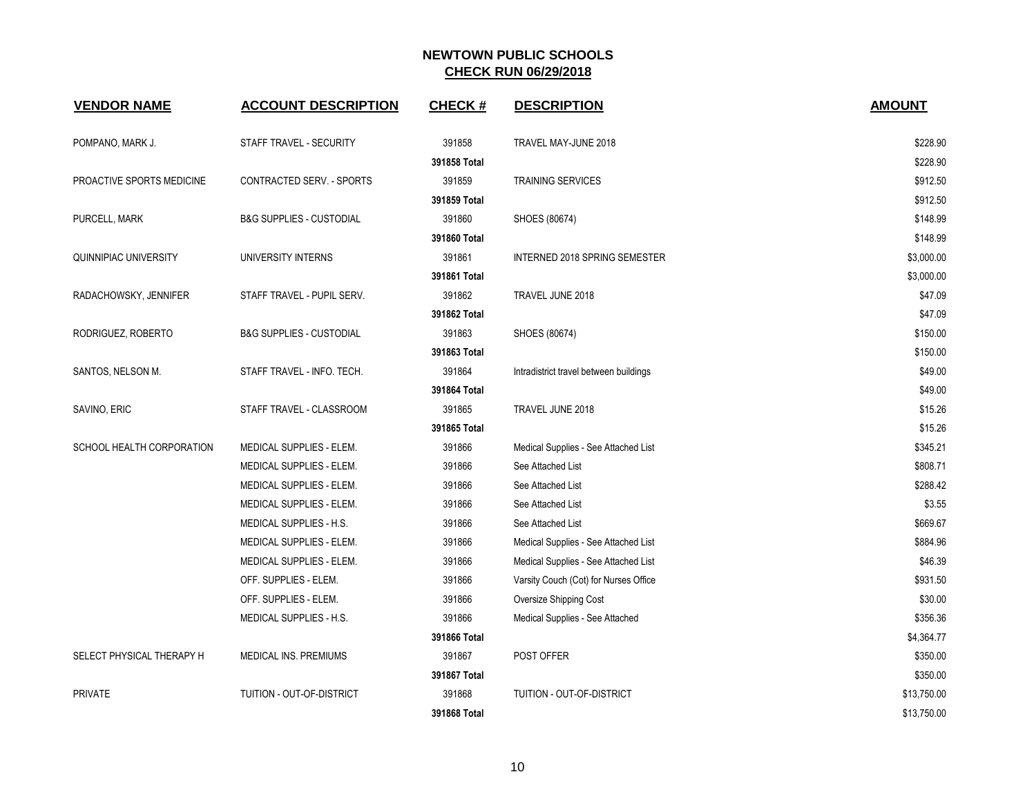## NEWTOWN PUBLIC SCHOOLS
## CHECK RUN 06/29/2018

| VENDOR NAME | ACCOUNT DESCRIPTION | CHECK # | DESCRIPTION | AMOUNT |
|---|---|---|---|---|
| POMPANO, MARK J. | STAFF TRAVEL - SECURITY | 391858 | TRAVEL MAY-JUNE 2018 | $228.90 |
| | | **391858 Total** | | $228.90 |
| PROACTIVE SPORTS MEDICINE | CONTRACTED SERV. - SPORTS | 391859 | TRAINING SERVICES | $912.50 |
| | | **391859 Total** | | $912.50 |
| PURCELL, MARK | B&G SUPPLIES - CUSTODIAL | 391860 | SHOES (80674) | $148.99 |
| | | **391860 Total** | | $148.99 |
| QUINNIPIAC UNIVERSITY | UNIVERSITY INTERNS | 391861 | INTERNED 2018 SPRING SEMESTER | $3,000.00 |
| | | **391861 Total** | | $3,000.00 |
| RADACHOWSKY, JENNIFER | STAFF TRAVEL - PUPIL SERV. | 391862 | TRAVEL JUNE 2018 | $47.09 |
| | | **391862 Total** | | $47.09 |
| RODRIGUEZ, ROBERTO | B&G SUPPLIES - CUSTODIAL | 391863 | SHOES (80674) | $150.00 |
| | | **391863 Total** | | $150.00 |
| SANTOS, NELSON M. | STAFF TRAVEL - INFO. TECH. | 391864 | Intradistrict travel between buildings | $49.00 |
| | | **391864 Total** | | $49.00 |
| SAVINO, ERIC | STAFF TRAVEL - CLASSROOM | 391865 | TRAVEL JUNE 2018 | $15.26 |
| | | **391865 Total** | | $15.26 |
| SCHOOL HEALTH CORPORATION | MEDICAL SUPPLIES - ELEM. | 391866 | Medical Supplies - See Attached List | $345.21 |
| | MEDICAL SUPPLIES - ELEM. | 391866 | See Attached List | $808.71 |
| | MEDICAL SUPPLIES - ELEM. | 391866 | See Attached List | $288.42 |
| | MEDICAL SUPPLIES - ELEM. | 391866 | See Attached List | $3.55 |
| | MEDICAL SUPPLIES - H.S. | 391866 | See Attached List | $669.67 |
| | MEDICAL SUPPLIES - ELEM. | 391866 | Medical Supplies - See Attached List | $884.96 |
| | MEDICAL SUPPLIES - ELEM. | 391866 | Medical Supplies - See Attached List | $46.39 |
| | OFF. SUPPLIES - ELEM. | 391866 | Varsity Couch (Cot) for Nurses Office | $931.50 |
| | OFF. SUPPLIES - ELEM. | 391866 | Oversize Shipping Cost | $30.00 |
| | MEDICAL SUPPLIES - H.S. | 391866 | Medical Supplies - See Attached | $356.36 |
| | | **391866 Total** | | $4,364.77 |
| SELECT PHYSICAL THERAPY H | MEDICAL INS. PREMIUMS | 391867 | POST OFFER | $350.00 |
| | | **391867 Total** | | $350.00 |
| PRIVATE | TUITION - OUT-OF-DISTRICT | 391868 | TUITION - OUT-OF-DISTRICT | $13,750.00 |
| | | **391868 Total** | | $13,750.00 |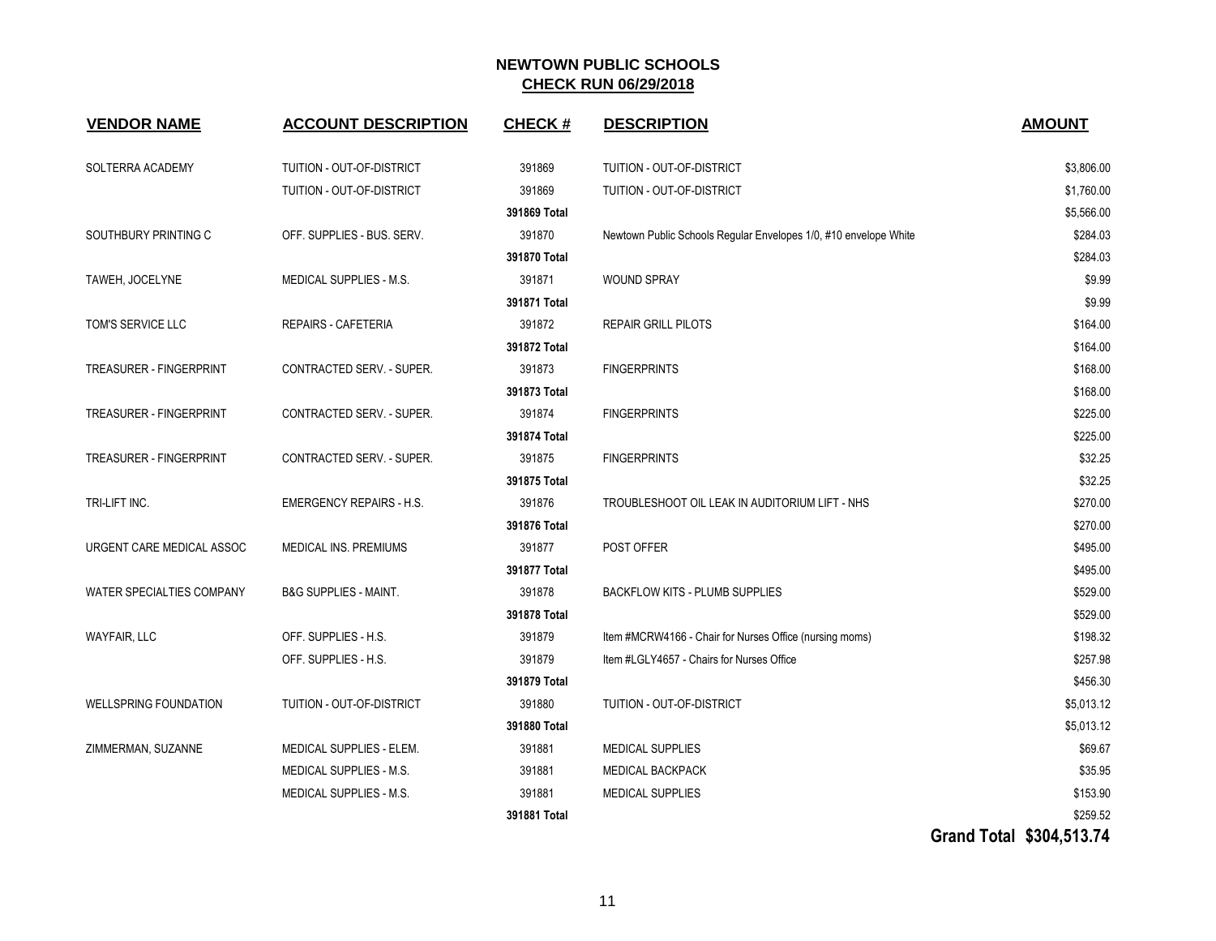# NEWTOWN PUBLIC SCHOOLS

## CHECK RUN 06/29/2018

| VENDOR NAME | ACCOUNT DESCRIPTION | CHECK # | DESCRIPTION | AMOUNT |
|---|---|---|---|---|
| SOLTERRA ACADEMY | TUITION - OUT-OF-DISTRICT | 391869 | TUITION - OUT-OF-DISTRICT | $3,806.00 |
| | TUITION - OUT-OF-DISTRICT | 391869 | TUITION - OUT-OF-DISTRICT | $1,760.00 |
| | | **391869 Total** | | $5,566.00 |
| SOUTHBURY PRINTING C | OFF. SUPPLIES - BUS. SERV. | 391870 | Newtown Public Schools Regular Envelopes 1/0, #10 envelope White | $284.03 |
| | | **391870 Total** | | $284.03 |
| TAWEH, JOCELYNE | MEDICAL SUPPLIES - M.S. | 391871 | WOUND SPRAY | $9.99 |
| | | **391871 Total** | | $9.99 |
| TOM'S SERVICE LLC | REPAIRS - CAFETERIA | 391872 | REPAIR GRILL PILOTS | $164.00 |
| | | **391872 Total** | | $164.00 |
| TREASURER - FINGERPRINT | CONTRACTED SERV. - SUPER. | 391873 | FINGERPRINTS | $168.00 |
| | | **391873 Total** | | $168.00 |
| TREASURER - FINGERPRINT | CONTRACTED SERV. - SUPER. | 391874 | FINGERPRINTS | $225.00 |
| | | **391874 Total** | | $225.00 |
| TREASURER - FINGERPRINT | CONTRACTED SERV. - SUPER. | 391875 | FINGERPRINTS | $32.25 |
| | | **391875 Total** | | $32.25 |
| TRI-LIFT INC. | EMERGENCY REPAIRS - H.S. | 391876 | TROUBLESHOOT OIL LEAK IN AUDITORIUM LIFT - NHS | $270.00 |
| | | **391876 Total** | | $270.00 |
| URGENT CARE MEDICAL ASSOC | MEDICAL INS. PREMIUMS | 391877 | POST OFFER | $495.00 |
| | | **391877 Total** | | $495.00 |
| WATER SPECIALTIES COMPANY | B&G SUPPLIES - MAINT. | 391878 | BACKFLOW KITS - PLUMB SUPPLIES | $529.00 |
| | | **391878 Total** | | $529.00 |
| WAYFAIR, LLC | OFF. SUPPLIES - H.S. | 391879 | Item #MCRW4166 - Chair for Nurses Office (nursing moms) | $198.32 |
| | OFF. SUPPLIES - H.S. | 391879 | Item #LGLY4657 - Chairs for Nurses Office | $257.98 |
| | | **391879 Total** | | $456.30 |
| WELLSPRING FOUNDATION | TUITION - OUT-OF-DISTRICT | 391880 | TUITION - OUT-OF-DISTRICT | $5,013.12 |
| | | **391880 Total** | | $5,013.12 |
| ZIMMERMAN, SUZANNE | MEDICAL SUPPLIES - ELEM. | 391881 | MEDICAL SUPPLIES | $69.67 |
| | MEDICAL SUPPLIES - M.S. | 391881 | MEDICAL BACKPACK | $35.95 |
| | MEDICAL SUPPLIES - M.S. | 391881 | MEDICAL SUPPLIES | $153.90 |
| | | **391881 Total** | | $259.52 |
| | | | **Grand Total** | **$304,513.74** |